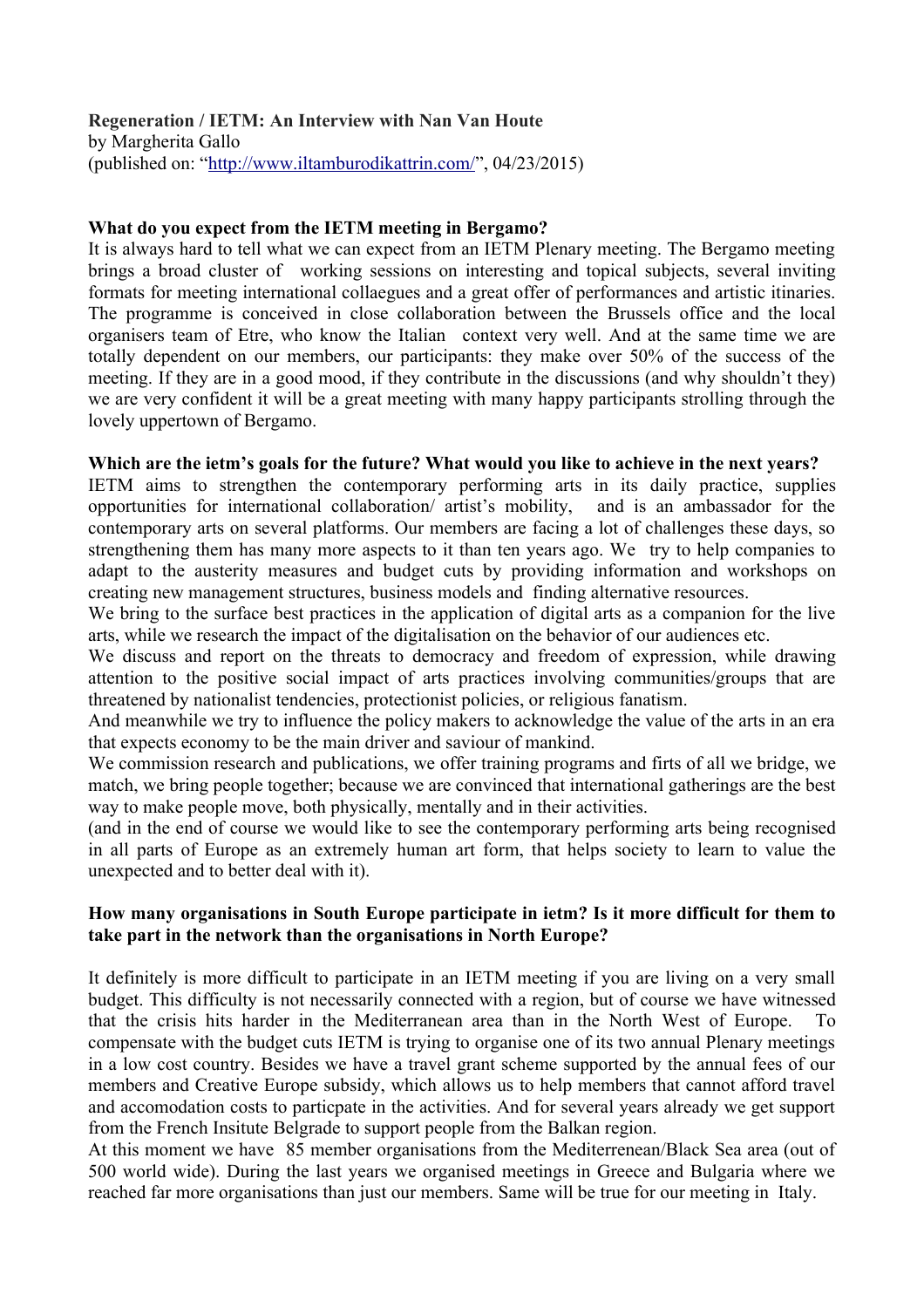**Regeneration / IETM: An Interview with Nan Van Houte**
by Margherita Gallo
(published on: "http://www.iltamburodikattrin.com/", 04/23/2015)

**What do you expect from the IETM meeting in Bergamo?**
It is always hard to tell what we can expect from an IETM Plenary meeting. The Bergamo meeting brings a broad cluster of working sessions on interesting and topical subjects, several inviting formats for meeting international collaegues and a great offer of performances and artistic itinaries. The programme is conceived in close collaboration between the Brussels office and the local organisers team of Etre, who know the Italian context very well. And at the same time we are totally dependent on our members, our participants: they make over 50% of the success of the meeting. If they are in a good mood, if they contribute in the discussions (and why shouldn't they) we are very confident it will be a great meeting with many happy participants strolling through the lovely uppertown of Bergamo.

**Which are the ietm's goals for the future? What would you like to achieve in the next years?**
IETM aims to strengthen the contemporary performing arts in its daily practice, supplies opportunities for international collaboration/ artist's mobility, and is an ambassador for the contemporary arts on several platforms. Our members are facing a lot of challenges these days, so strengthening them has many more aspects to it than ten years ago. We try to help companies to adapt to the austerity measures and budget cuts by providing information and workshops on creating new management structures, business models and finding alternative resources.
We bring to the surface best practices in the application of digital arts as a companion for the live arts, while we research the impact of the digitalisation on the behavior of our audiences etc.
We discuss and report on the threats to democracy and freedom of expression, while drawing attention to the positive social impact of arts practices involving communities/groups that are threatened by nationalist tendencies, protectionist policies, or religious fanatism.
And meanwhile we try to influence the policy makers to acknowledge the value of the arts in an era that expects economy to be the main driver and saviour of mankind.
We commission research and publications, we offer training programs and firts of all we bridge, we match, we bring people together; because we are convinced that international gatherings are the best way to make people move, both physically, mentally and in their activities.
(and in the end of course we would like to see the contemporary performing arts being recognised in all parts of Europe as an extremely human art form, that helps society to learn to value the unexpected and to better deal with it).

**How many organisations in South Europe participate in ietm? Is it more difficult for them to take part in the network than the organisations in North Europe?**

It definitely is more difficult to participate in an IETM meeting if you are living on a very small budget. This difficulty is not necessarily connected with a region, but of course we have witnessed that the crisis hits harder in the Mediterranean area than in the North West of Europe. To compensate with the budget cuts IETM is trying to organise one of its two annual Plenary meetings in a low cost country. Besides we have a travel grant scheme supported by the annual fees of our members and Creative Europe subsidy, which allows us to help members that cannot afford travel and accomodation costs to particpate in the activities. And for several years already we get support from the French Insitute Belgrade to support people from the Balkan region.
At this moment we have 85 member organisations from the Mediterrenean/Black Sea area (out of 500 world wide). During the last years we organised meetings in Greece and Bulgaria where we reached far more organisations than just our members. Same will be true for our meeting in Italy.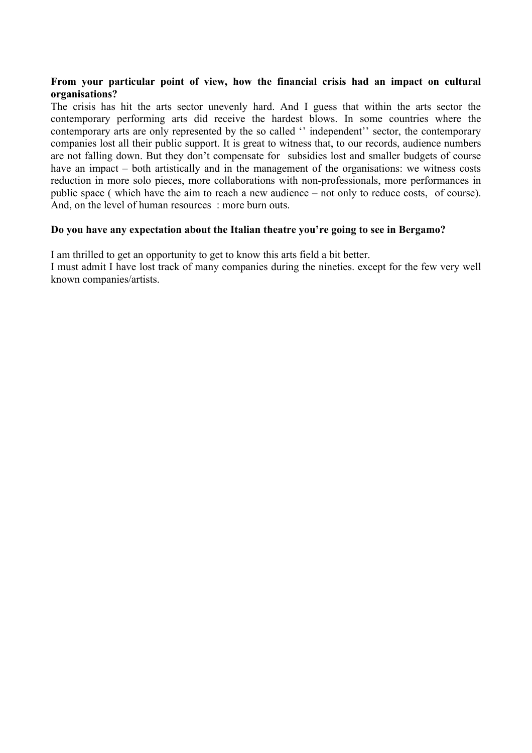**From your particular point of view, how the financial crisis had an impact on cultural organisations?**

The crisis has hit the arts sector unevenly hard. And I guess that within the arts sector the contemporary performing arts did receive the hardest blows. In some countries where the contemporary arts are only represented by the so called ‘’ independent’’ sector, the contemporary companies lost all their public support. It is great to witness that, to our records, audience numbers are not falling down. But they don’t compensate for subsidies lost and smaller budgets of course have an impact – both artistically and in the management of the organisations: we witness costs reduction in more solo pieces, more collaborations with non-professionals, more performances in public space ( which have the aim to reach a new audience – not only to reduce costs, of course). And, on the level of human resources : more burn outs.

**Do you have any expectation about the Italian theatre you’re going to see in Bergamo?**

I am thrilled to get an opportunity to get to know this arts field a bit better.

I must admit I have lost track of many companies during the nineties. except for the few very well known companies/artists.